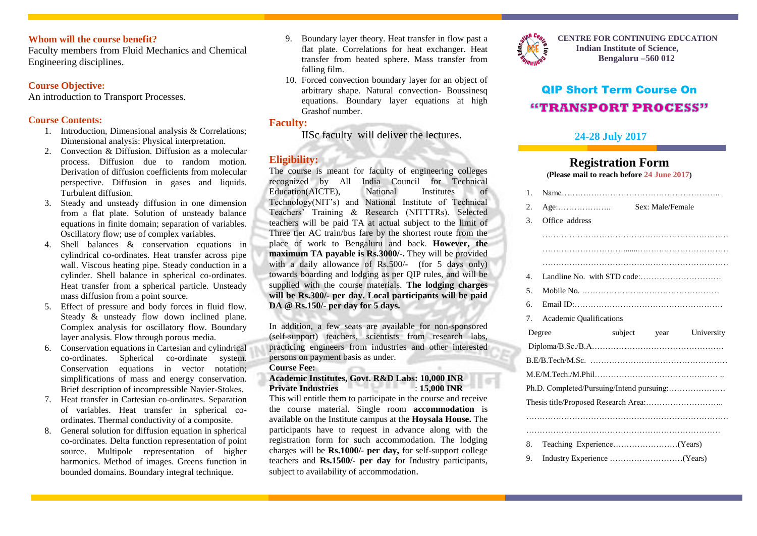## Whom will the course benefit?

Faculty members from Fluid Mechanics and Chemical Engineering disciplines.

## Course Objective:

An introduction to Transport Processes.

## Course Contents:

1. Introduction, Dimensional analysis & Correlations; Dimensional analysis: Physical interpretation.
2. Convection & Diffusion. Diffusion as a molecular process. Diffusion due to random motion. Derivation of diffusion coefficients from molecular perspective. Diffusion in gases and liquids. Turbulent diffusion.
3. Steady and unsteady diffusion in one dimension from a flat plate. Solution of unsteady balance equations in finite domain; separation of variables. Oscillatory flow; use of complex variables.
4. Shell balances & conservation equations in cylindrical co-ordinates. Heat transfer across pipe wall. Viscous heating pipe. Steady conduction in a cylinder. Shell balance in spherical co-ordinates. Heat transfer from a spherical particle. Unsteady mass diffusion from a point source.
5. Effect of pressure and body forces in fluid flow. Steady & unsteady flow down inclined plane. Complex analysis for oscillatory flow. Boundary layer analysis. Flow through porous media.
6. Conservation equations in Cartesian and cylindrical co-ordinates. Spherical co-ordinate system. Conservation equations in vector notation; simplifications of mass and energy conservation. Brief description of incompressible Navier-Stokes.
7. Heat transfer in Cartesian co-ordinates. Separation of variables. Heat transfer in spherical co-ordinates. Thermal conductivity of a composite.
8. General solution for diffusion equation in spherical co-ordinates. Delta function representation of point source. Multipole representation of higher harmonics. Method of images. Greens function in bounded domains. Boundary integral technique.
9. Boundary layer theory. Heat transfer in flow past a flat plate. Correlations for heat exchanger. Heat transfer from heated sphere. Mass transfer from falling film.
10. Forced convection boundary layer for an object of arbitrary shape. Natural convection- Boussinesq equations. Boundary layer equations at high Grashof number.

## Faculty:

IISc faculty will deliver the lectures.

## Eligibility:

The course is meant for faculty of engineering colleges recognized by All India Council for Technical Education(AICTE), National Institutes of Technology(NIT's) and National Institute of Technical Teachers' Training & Research (NITTTRs). Selected teachers will be paid TA at actual subject to the limit of Three tier AC train/bus fare by the shortest route from the place of work to Bengaluru and back. **However, the maximum TA payable is Rs.3000/-.** They will be provided with a daily allowance of Rs.500/- (for 5 days only) towards boarding and lodging as per QIP rules, and will be supplied with the course materials. **The lodging charges will be Rs.300/- per day. Local participants will be paid DA @ Rs.150/- per day for 5 days.**

In addition, a few seats are available for non-sponsored (self-support) teachers, scientists from research labs, practicing engineers from industries and other interested persons on payment basis as under.

**Course Fee:**

**Academic Institutes, Govt. R&D Labs: 10,000 INR**
**Private Industries : 15,000 INR**

This will entitle them to participate in the course and receive the course material. Single room **accommodation** is available on the Institute campus at the **Hoysala House.** The participants have to request in advance along with the registration form for such accommodation. The lodging charges will be **Rs.1000/- per day,** for self-support college teachers and **Rs.1500/- per day** for Industry participants, subject to availability of accommodation.

**CENTRE FOR CONTINUING EDUCATION**
**Indian Institute of Science,**
**Bengaluru –560 012**

# QIP Short Term Course On "TRANSPORT PROCESS"

**24-28 July 2017**

## Registration Form

**(Please mail to reach before 24 June 2017)**

1. Name…………………………………………………..
2. Age:……………….. Sex: Male/Female
3. Office address
   ……………………………………………………………
   ……………………………………………………………
   ……………………………………………………………
4. Landline No. with STD code:…………………………
5. Mobile No. ……………………………………………
6. Email ID:………………………………………………
7. Academic Qualifications

| Degree | subject | year | University |
|---|---|---|---|
| Diploma/B.Sc./B.A………………………………………… | | | |
| B.E/B.Tech/M.Sc. …………………………………………… | | | |
| M.E/M.Tech./M.Phil………………………………….…… .. | | | |
| Ph.D. Completed/Pursuing/Intend pursuing:………………… | | | |
| Thesis title/Proposed Research Area:……………………….. | | | |

………………………………………………………………
………………………………………………………………

8. Teaching Experience……………………(Years)
9. Industry Experience ………………………(Years)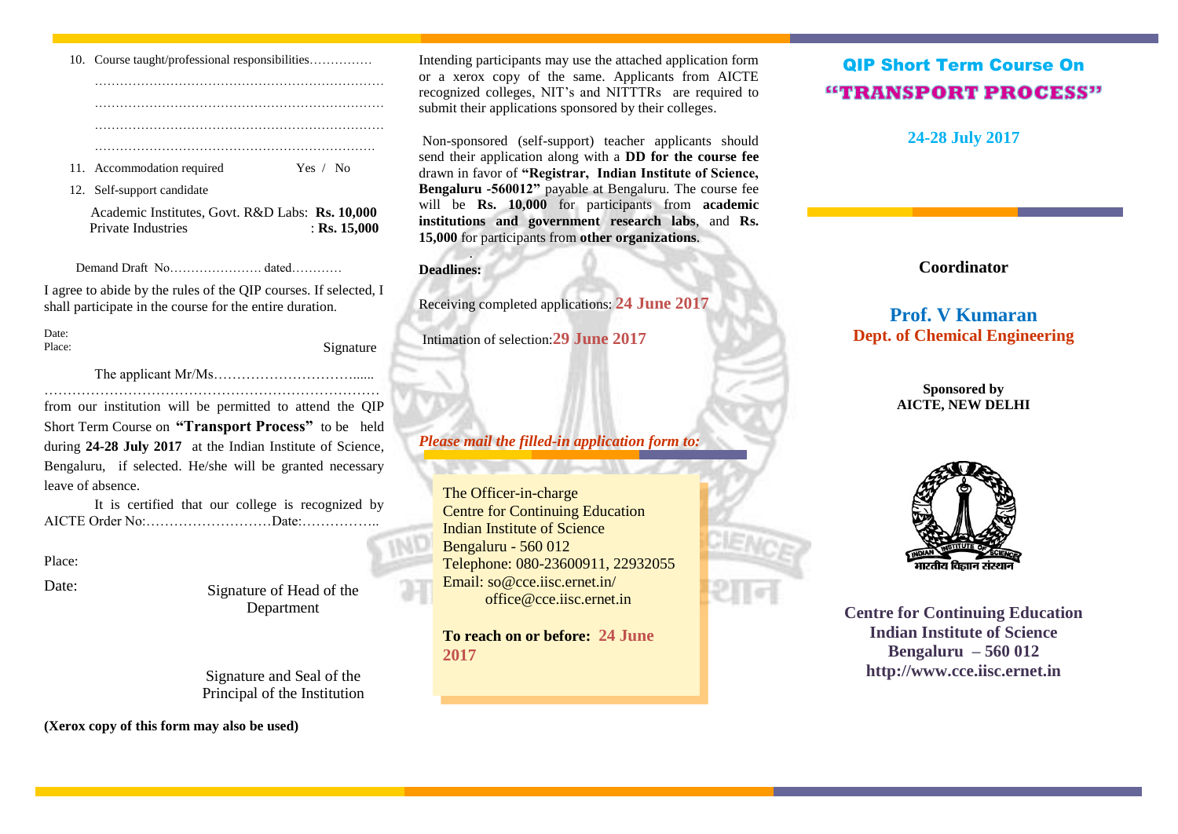10. Course taught/professional responsibilities……………
    ……………………………………………………………
    ……………………………………………………………
    ……………………………………………………………
    ……………………………………………………………
11. Accommodation required Yes / No
12. Self-support candidate

Academic Institutes, Govt. R&D Labs: **Rs. 10,000**
Private Industries : **Rs. 15,000**

Demand Draft No…………………. dated…………

I agree to abide by the rules of the QIP courses. If selected, I shall participate in the course for the entire duration.

Date:
Place:

Signature

The applicant Mr/Ms…………………………......
………………………………………………………………
from our institution will be permitted to attend the QIP Short Term Course on **"Transport Process"** to be held during **24-28 July 2017** at the Indian Institute of Science, Bengaluru, if selected. He/she will be granted necessary leave of absence.

It is certified that our college is recognized by AICTE Order No:………………………Date:……………..

Place:

Date:

Signature of Head of the Department

Signature and Seal of the Principal of the Institution

**(Xerox copy of this form may also be used)**

Intending participants may use the attached application form or a xerox copy of the same. Applicants from AICTE recognized colleges, NIT's and NITTTRs are required to submit their applications sponsored by their colleges.

Non-sponsored (self-support) teacher applicants should send their application along with a **DD for the course fee** drawn in favor of **"Registrar, Indian Institute of Science, Bengaluru -560012"** payable at Bengaluru. The course fee will be **Rs. 10,000** for participants from **academic institutions and government research labs**, and **Rs. 15,000** for participants from **other organizations**.

**Deadlines:**

Receiving completed applications: **24 June 2017**

Intimation of selection: **29 June 2017**

***Please mail the filled-in application form to:***

The Officer-in-charge
Centre for Continuing Education
Indian Institute of Science
Bengaluru - 560 012
Telephone: 080-23600911, 22932055
Email: so@cce.iisc.ernet.in/
office@cce.iisc.ernet.in

**To reach on or before: 24 June 2017**

# QIP Short Term Course On "TRANSPORT PROCESS"

**24-28 July 2017**

**Coordinator**

**Prof. V Kumaran**
**Dept. of Chemical Engineering**

**Sponsored by**
**AICTE, NEW DELHI**

**Centre for Continuing Education**
**Indian Institute of Science**
**Bengaluru – 560 012**
**http://www.cce.iisc.ernet.in**